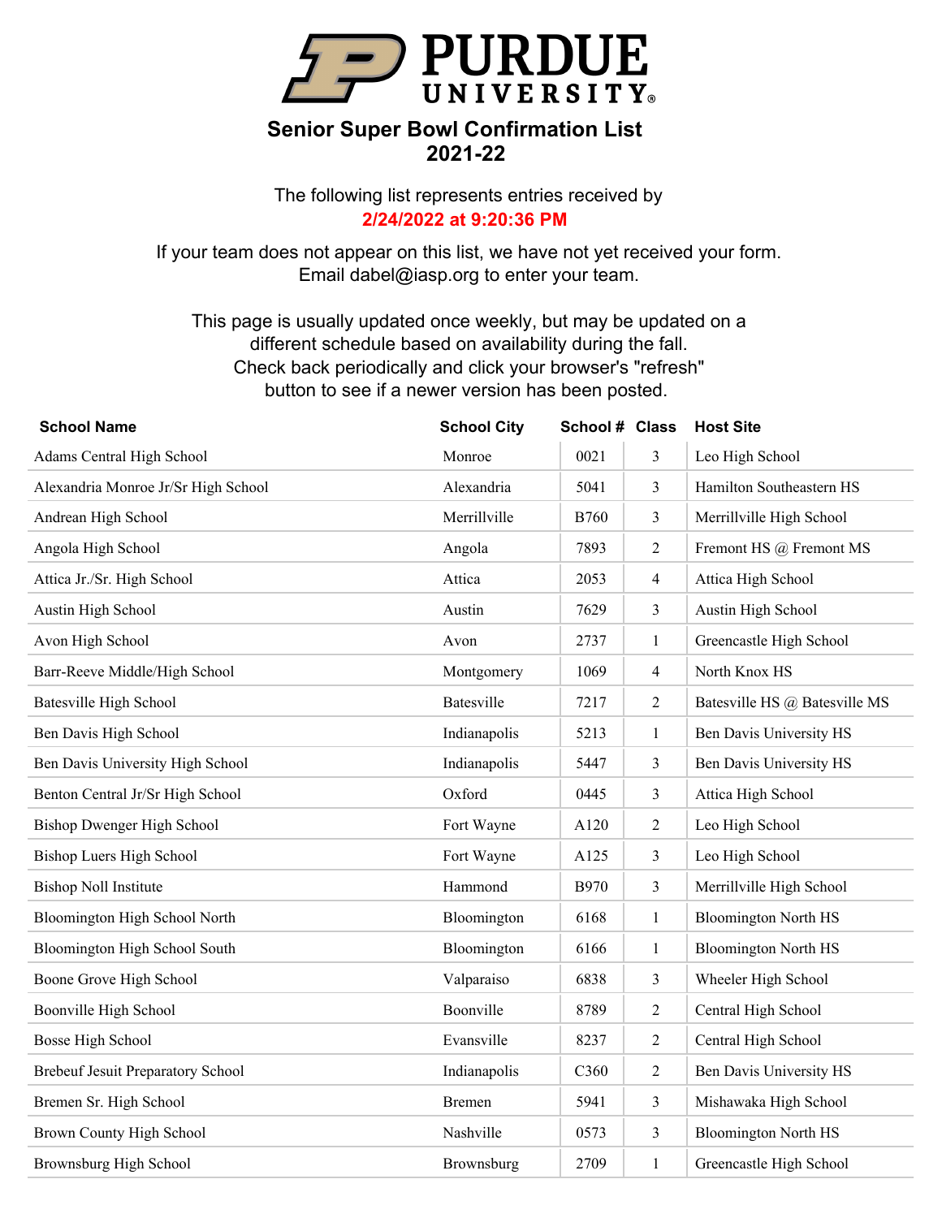# PURDUE UNIVERSITY

## Senior Super Bowl Confirmation List 2021-22

The following list represents entries received by
**2/24/2022 at 9:20:36 PM**

If your team does not appear on this list, we have not yet received your form.
Email dabel@iasp.org to enter your team.

This page is usually updated once weekly, but may be updated on a different schedule based on availability during the fall.
Check back periodically and click your browser's "refresh" button to see if a newer version has been posted.

| School Name | School City | School # | Class | Host Site |
|---|---|---|---|---|
| Adams Central High School | Monroe | 0021 | 3 | Leo High School |
| Alexandria Monroe Jr/Sr High School | Alexandria | 5041 | 3 | Hamilton Southeastern HS |
| Andrean High School | Merrillville | B760 | 3 | Merrillville High School |
| Angola High School | Angola | 7893 | 2 | Fremont HS @ Fremont MS |
| Attica Jr./Sr. High School | Attica | 2053 | 4 | Attica High School |
| Austin High School | Austin | 7629 | 3 | Austin High School |
| Avon High School | Avon | 2737 | 1 | Greencastle High School |
| Barr-Reeve Middle/High School | Montgomery | 1069 | 4 | North Knox HS |
| Batesville High School | Batesville | 7217 | 2 | Batesville HS @ Batesville MS |
| Ben Davis High School | Indianapolis | 5213 | 1 | Ben Davis University HS |
| Ben Davis University High School | Indianapolis | 5447 | 3 | Ben Davis University HS |
| Benton Central Jr/Sr High School | Oxford | 0445 | 3 | Attica High School |
| Bishop Dwenger High School | Fort Wayne | A120 | 2 | Leo High School |
| Bishop Luers High School | Fort Wayne | A125 | 3 | Leo High School |
| Bishop Noll Institute | Hammond | B970 | 3 | Merrillville High School |
| Bloomington High School North | Bloomington | 6168 | 1 | Bloomington North HS |
| Bloomington High School South | Bloomington | 6166 | 1 | Bloomington North HS |
| Boone Grove High School | Valparaiso | 6838 | 3 | Wheeler High School |
| Boonville High School | Boonville | 8789 | 2 | Central High School |
| Bosse High School | Evansville | 8237 | 2 | Central High School |
| Brebeuf Jesuit Preparatory School | Indianapolis | C360 | 2 | Ben Davis University HS |
| Bremen Sr. High School | Bremen | 5941 | 3 | Mishawaka High School |
| Brown County High School | Nashville | 0573 | 3 | Bloomington North HS |
| Brownsburg High School | Brownsburg | 2709 | 1 | Greencastle High School |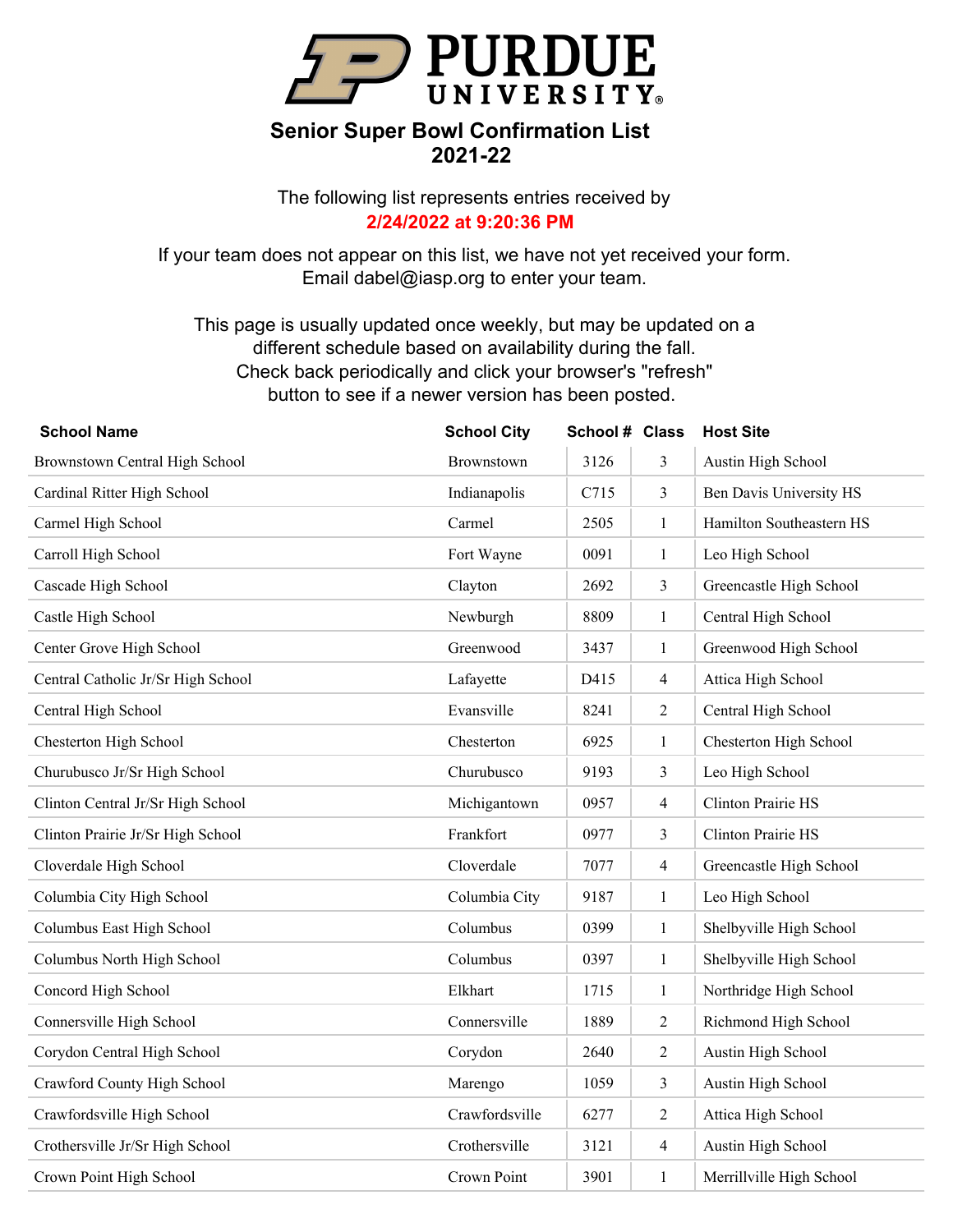# Senior Super Bowl Confirmation List
## 2021-22

The following list represents entries received by
**2/24/2022 at 9:20:36 PM**

If your team does not appear on this list, we have not yet received your form.
Email dabel@iasp.org to enter your team.

This page is usually updated once weekly, but may be updated on a different schedule based on availability during the fall. Check back periodically and click your browser's "refresh" button to see if a newer version has been posted.

| School Name | School City | School # | Class | Host Site |
|---|---|---|---|---|
| Brownstown Central High School | Brownstown | 3126 | 3 | Austin High School |
| Cardinal Ritter High School | Indianapolis | C715 | 3 | Ben Davis University HS |
| Carmel High School | Carmel | 2505 | 1 | Hamilton Southeastern HS |
| Carroll High School | Fort Wayne | 0091 | 1 | Leo High School |
| Cascade High School | Clayton | 2692 | 3 | Greencastle High School |
| Castle High School | Newburgh | 8809 | 1 | Central High School |
| Center Grove High School | Greenwood | 3437 | 1 | Greenwood High School |
| Central Catholic Jr/Sr High School | Lafayette | D415 | 4 | Attica High School |
| Central High School | Evansville | 8241 | 2 | Central High School |
| Chesterton High School | Chesterton | 6925 | 1 | Chesterton High School |
| Churubusco Jr/Sr High School | Churubusco | 9193 | 3 | Leo High School |
| Clinton Central Jr/Sr High School | Michigantown | 0957 | 4 | Clinton Prairie HS |
| Clinton Prairie Jr/Sr High School | Frankfort | 0977 | 3 | Clinton Prairie HS |
| Cloverdale High School | Cloverdale | 7077 | 4 | Greencastle High School |
| Columbia City High School | Columbia City | 9187 | 1 | Leo High School |
| Columbus East High School | Columbus | 0399 | 1 | Shelbyville High School |
| Columbus North High School | Columbus | 0397 | 1 | Shelbyville High School |
| Concord High School | Elkhart | 1715 | 1 | Northridge High School |
| Connersville High School | Connersville | 1889 | 2 | Richmond High School |
| Corydon Central High School | Corydon | 2640 | 2 | Austin High School |
| Crawford County High School | Marengo | 1059 | 3 | Austin High School |
| Crawfordsville High School | Crawfordsville | 6277 | 2 | Attica High School |
| Crothersville Jr/Sr High School | Crothersville | 3121 | 4 | Austin High School |
| Crown Point High School | Crown Point | 3901 | 1 | Merrillville High School |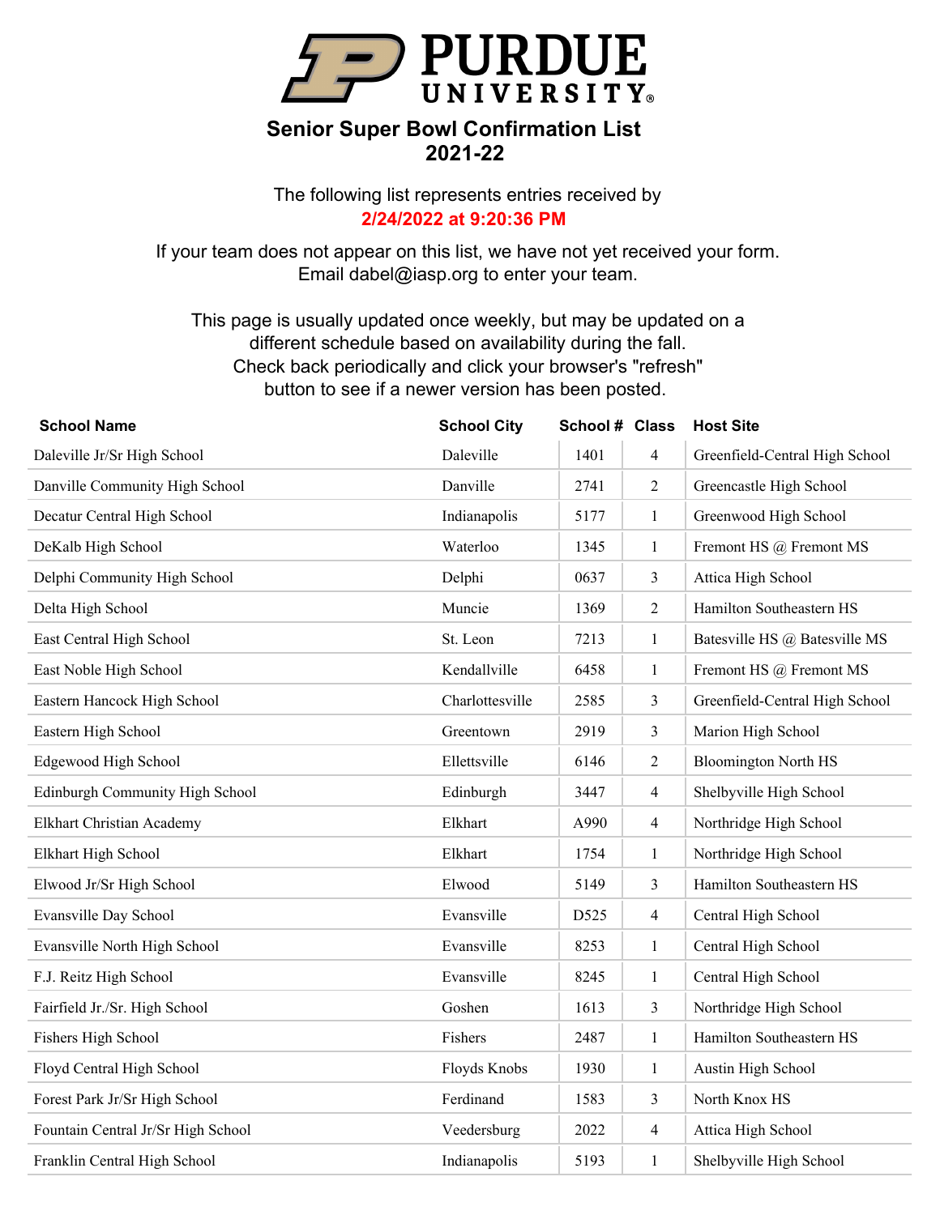# PURDUE UNIVERSITY

## Senior Super Bowl Confirmation List
## 2021-22

The following list represents entries received by
**2/24/2022 at 9:20:36 PM**

If your team does not appear on this list, we have not yet received your form.
Email dabel@iasp.org to enter your team.

This page is usually updated once weekly, but may be updated on a different schedule based on availability during the fall.
Check back periodically and click your browser's "refresh" button to see if a newer version has been posted.

| School Name | School City | School # | Class | Host Site |
|---|---|---|---|---|
| Daleville Jr/Sr High School | Daleville | 1401 | 4 | Greenfield-Central High School |
| Danville Community High School | Danville | 2741 | 2 | Greencastle High School |
| Decatur Central High School | Indianapolis | 5177 | 1 | Greenwood High School |
| DeKalb High School | Waterloo | 1345 | 1 | Fremont HS @ Fremont MS |
| Delphi Community High School | Delphi | 0637 | 3 | Attica High School |
| Delta High School | Muncie | 1369 | 2 | Hamilton Southeastern HS |
| East Central High School | St. Leon | 7213 | 1 | Batesville HS @ Batesville MS |
| East Noble High School | Kendallville | 6458 | 1 | Fremont HS @ Fremont MS |
| Eastern Hancock High School | Charlottesville | 2585 | 3 | Greenfield-Central High School |
| Eastern High School | Greentown | 2919 | 3 | Marion High School |
| Edgewood High School | Ellettsville | 6146 | 2 | Bloomington North HS |
| Edinburgh Community High School | Edinburgh | 3447 | 4 | Shelbyville High School |
| Elkhart Christian Academy | Elkhart | A990 | 4 | Northridge High School |
| Elkhart High School | Elkhart | 1754 | 1 | Northridge High School |
| Elwood Jr/Sr High School | Elwood | 5149 | 3 | Hamilton Southeastern HS |
| Evansville Day School | Evansville | D525 | 4 | Central High School |
| Evansville North High School | Evansville | 8253 | 1 | Central High School |
| F.J. Reitz High School | Evansville | 8245 | 1 | Central High School |
| Fairfield Jr./Sr. High School | Goshen | 1613 | 3 | Northridge High School |
| Fishers High School | Fishers | 2487 | 1 | Hamilton Southeastern HS |
| Floyd Central High School | Floyds Knobs | 1930 | 1 | Austin High School |
| Forest Park Jr/Sr High School | Ferdinand | 1583 | 3 | North Knox HS |
| Fountain Central Jr/Sr High School | Veedersburg | 2022 | 4 | Attica High School |
| Franklin Central High School | Indianapolis | 5193 | 1 | Shelbyville High School |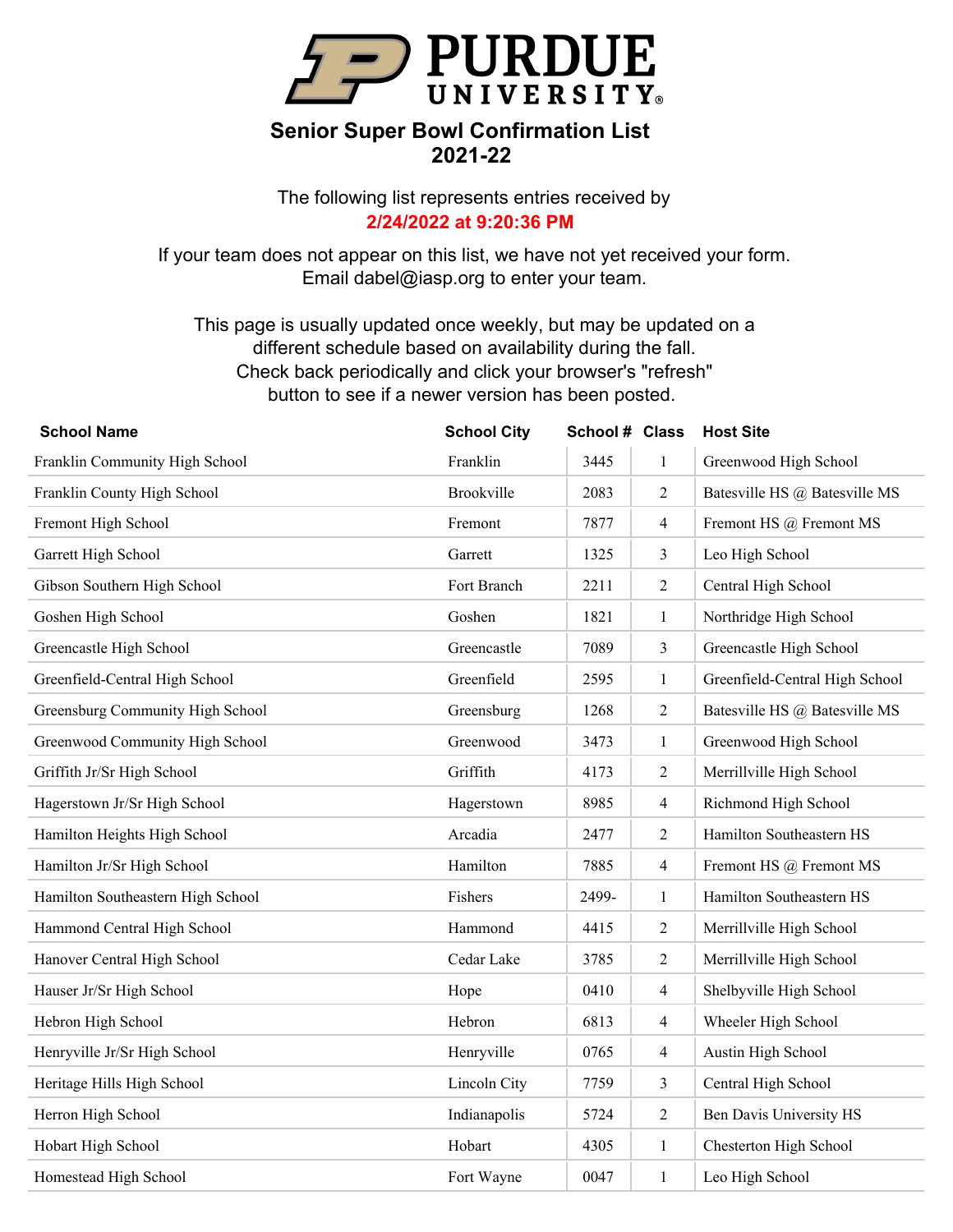PURDUE UNIVERSITY

# Senior Super Bowl Confirmation List
## 2021-22

The following list represents entries received by
**2/24/2022 at 9:20:36 PM**

If your team does not appear on this list, we have not yet received your form.
Email dabel@iasp.org to enter your team.

This page is usually updated once weekly, but may be updated on a different schedule based on availability during the fall.
Check back periodically and click your browser's "refresh" button to see if a newer version has been posted.

| School Name | School City | School # | Class | Host Site |
|---|---|---|---|---|
| Franklin Community High School | Franklin | 3445 | 1 | Greenwood High School |
| Franklin County High School | Brookville | 2083 | 2 | Batesville HS @ Batesville MS |
| Fremont High School | Fremont | 7877 | 4 | Fremont HS @ Fremont MS |
| Garrett High School | Garrett | 1325 | 3 | Leo High School |
| Gibson Southern High School | Fort Branch | 2211 | 2 | Central High School |
| Goshen High School | Goshen | 1821 | 1 | Northridge High School |
| Greencastle High School | Greencastle | 7089 | 3 | Greencastle High School |
| Greenfield-Central High School | Greenfield | 2595 | 1 | Greenfield-Central High School |
| Greensburg Community High School | Greensburg | 1268 | 2 | Batesville HS @ Batesville MS |
| Greenwood Community High School | Greenwood | 3473 | 1 | Greenwood High School |
| Griffith Jr/Sr High School | Griffith | 4173 | 2 | Merrillville High School |
| Hagerstown Jr/Sr High School | Hagerstown | 8985 | 4 | Richmond High School |
| Hamilton Heights High School | Arcadia | 2477 | 2 | Hamilton Southeastern HS |
| Hamilton Jr/Sr High School | Hamilton | 7885 | 4 | Fremont HS @ Fremont MS |
| Hamilton Southeastern High School | Fishers | 2499- | 1 | Hamilton Southeastern HS |
| Hammond Central High School | Hammond | 4415 | 2 | Merrillville High School |
| Hanover Central High School | Cedar Lake | 3785 | 2 | Merrillville High School |
| Hauser Jr/Sr High School | Hope | 0410 | 4 | Shelbyville High School |
| Hebron High School | Hebron | 6813 | 4 | Wheeler High School |
| Henryville Jr/Sr High School | Henryville | 0765 | 4 | Austin High School |
| Heritage Hills High School | Lincoln City | 7759 | 3 | Central High School |
| Herron High School | Indianapolis | 5724 | 2 | Ben Davis University HS |
| Hobart High School | Hobart | 4305 | 1 | Chesterton High School |
| Homestead High School | Fort Wayne | 0047 | 1 | Leo High School |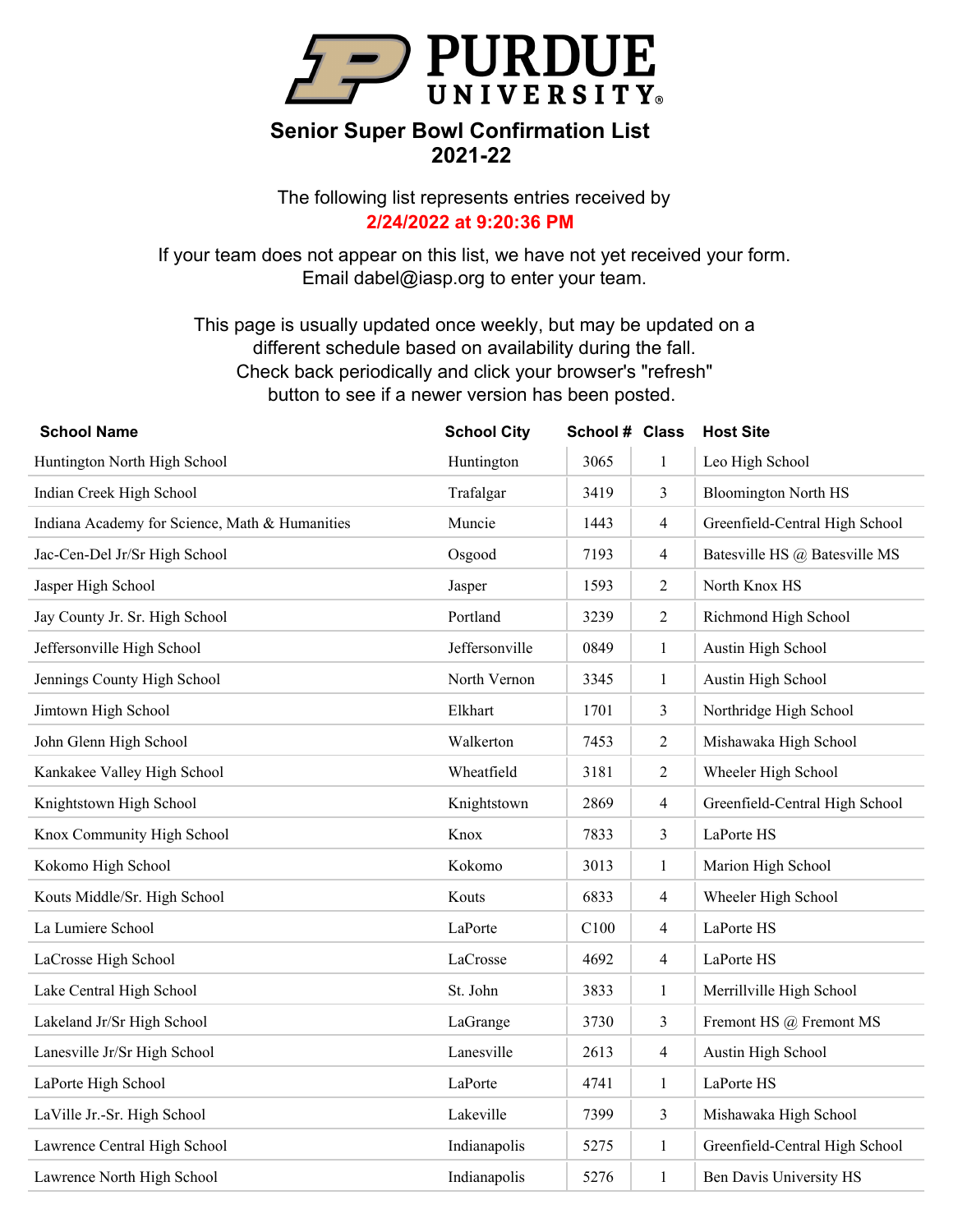PURDUE UNIVERSITY

# Senior Super Bowl Confirmation List 2021-22

The following list represents entries received by
**2/24/2022 at 9:20:36 PM**

If your team does not appear on this list, we have not yet received your form.
Email dabel@iasp.org to enter your team.

This page is usually updated once weekly, but may be updated on a different schedule based on availability during the fall. Check back periodically and click your browser's "refresh" button to see if a newer version has been posted.

| School Name | School City | School # | Class | Host Site |
|---|---|---|---|---|
| Huntington North High School | Huntington | 3065 | 1 | Leo High School |
| Indian Creek High School | Trafalgar | 3419 | 3 | Bloomington North HS |
| Indiana Academy for Science, Math & Humanities | Muncie | 1443 | 4 | Greenfield-Central High School |
| Jac-Cen-Del Jr/Sr High School | Osgood | 7193 | 4 | Batesville HS @ Batesville MS |
| Jasper High School | Jasper | 1593 | 2 | North Knox HS |
| Jay County Jr. Sr. High School | Portland | 3239 | 2 | Richmond High School |
| Jeffersonville High School | Jeffersonville | 0849 | 1 | Austin High School |
| Jennings County High School | North Vernon | 3345 | 1 | Austin High School |
| Jimtown High School | Elkhart | 1701 | 3 | Northridge High School |
| John Glenn High School | Walkerton | 7453 | 2 | Mishawaka High School |
| Kankakee Valley High School | Wheatfield | 3181 | 2 | Wheeler High School |
| Knightstown High School | Knightstown | 2869 | 4 | Greenfield-Central High School |
| Knox Community High School | Knox | 7833 | 3 | LaPorte HS |
| Kokomo High School | Kokomo | 3013 | 1 | Marion High School |
| Kouts Middle/Sr. High School | Kouts | 6833 | 4 | Wheeler High School |
| La Lumiere School | LaPorte | C100 | 4 | LaPorte HS |
| LaCrosse High School | LaCrosse | 4692 | 4 | LaPorte HS |
| Lake Central High School | St. John | 3833 | 1 | Merrillville High School |
| Lakeland Jr/Sr High School | LaGrange | 3730 | 3 | Fremont HS @ Fremont MS |
| Lanesville Jr/Sr High School | Lanesville | 2613 | 4 | Austin High School |
| LaPorte High School | LaPorte | 4741 | 1 | LaPorte HS |
| LaVille Jr.-Sr. High School | Lakeville | 7399 | 3 | Mishawaka High School |
| Lawrence Central High School | Indianapolis | 5275 | 1 | Greenfield-Central High School |
| Lawrence North High School | Indianapolis | 5276 | 1 | Ben Davis University HS |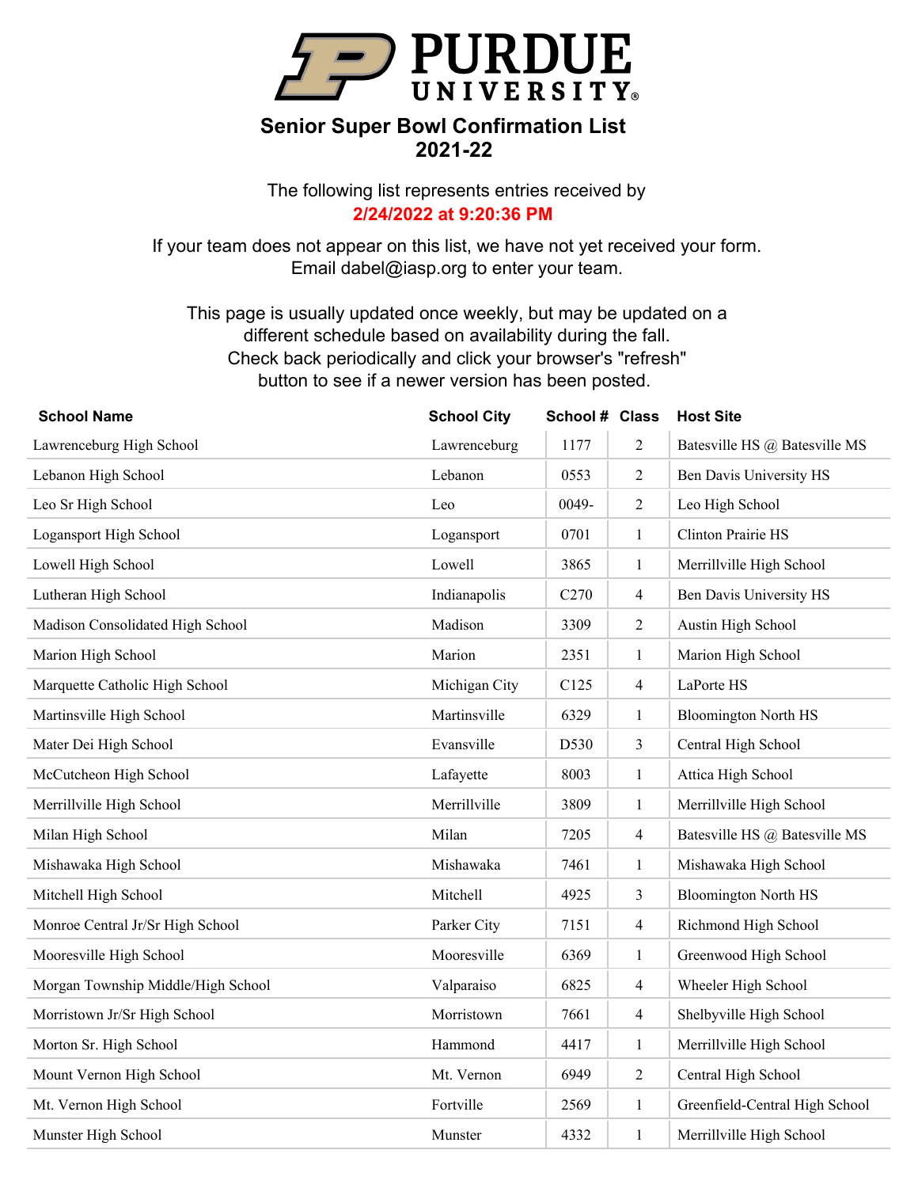# Senior Super Bowl Confirmation List
## 2021-22

The following list represents entries received by
**2/24/2022 at 9:20:36 PM**

If your team does not appear on this list, we have not yet received your form.
Email dabel@iasp.org to enter your team.

This page is usually updated once weekly, but may be updated on a different schedule based on availability during the fall.
Check back periodically and click your browser's "refresh" button to see if a newer version has been posted.

| School Name | School City | School # | Class | Host Site |
|---|---|---|---|---|
| Lawrenceburg High School | Lawrenceburg | 1177 | 2 | Batesville HS @ Batesville MS |
| Lebanon High School | Lebanon | 0553 | 2 | Ben Davis University HS |
| Leo Sr High School | Leo | 0049- | 2 | Leo High School |
| Logansport High School | Logansport | 0701 | 1 | Clinton Prairie HS |
| Lowell High School | Lowell | 3865 | 1 | Merrillville High School |
| Lutheran High School | Indianapolis | C270 | 4 | Ben Davis University HS |
| Madison Consolidated High School | Madison | 3309 | 2 | Austin High School |
| Marion High School | Marion | 2351 | 1 | Marion High School |
| Marquette Catholic High School | Michigan City | C125 | 4 | LaPorte HS |
| Martinsville High School | Martinsville | 6329 | 1 | Bloomington North HS |
| Mater Dei High School | Evansville | D530 | 3 | Central High School |
| McCutcheon High School | Lafayette | 8003 | 1 | Attica High School |
| Merrillville High School | Merrillville | 3809 | 1 | Merrillville High School |
| Milan High School | Milan | 7205 | 4 | Batesville HS @ Batesville MS |
| Mishawaka High School | Mishawaka | 7461 | 1 | Mishawaka High School |
| Mitchell High School | Mitchell | 4925 | 3 | Bloomington North HS |
| Monroe Central Jr/Sr High School | Parker City | 7151 | 4 | Richmond High School |
| Mooresville High School | Mooresville | 6369 | 1 | Greenwood High School |
| Morgan Township Middle/High School | Valparaiso | 6825 | 4 | Wheeler High School |
| Morristown Jr/Sr High School | Morristown | 7661 | 4 | Shelbyville High School |
| Morton Sr. High School | Hammond | 4417 | 1 | Merrillville High School |
| Mount Vernon High School | Mt. Vernon | 6949 | 2 | Central High School |
| Mt. Vernon High School | Fortville | 2569 | 1 | Greenfield-Central High School |
| Munster High School | Munster | 4332 | 1 | Merrillville High School |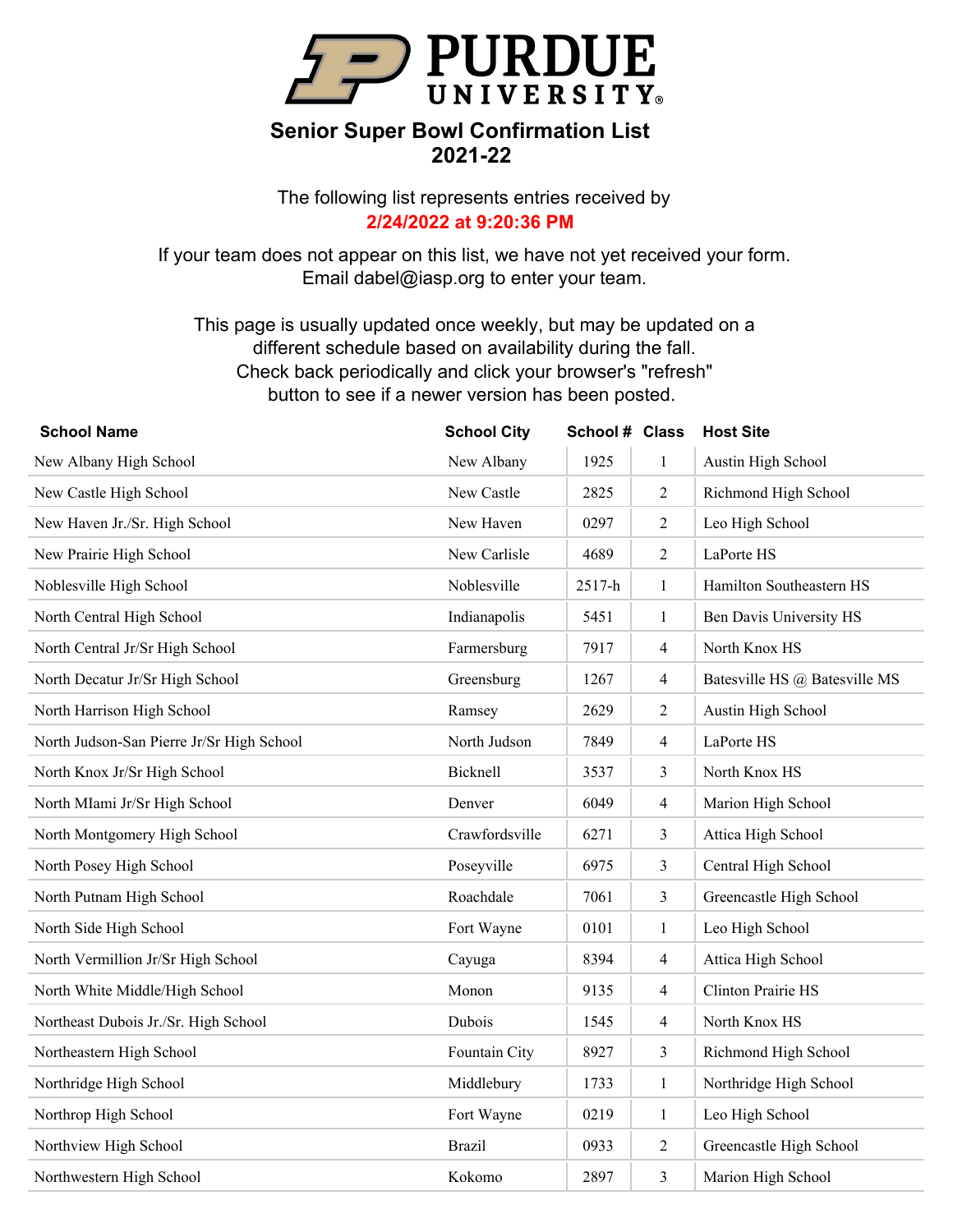# Senior Super Bowl Confirmation List
## 2021-22

The following list represents entries received by
**2/24/2022 at 9:20:36 PM**

If your team does not appear on this list, we have not yet received your form.
Email dabel@iasp.org to enter your team.

This page is usually updated once weekly, but may be updated on a different schedule based on availability during the fall.
Check back periodically and click your browser's "refresh" button to see if a newer version has been posted.

| School Name | School City | School # | Class | Host Site |
|---|---|---|---|---|
| New Albany High School | New Albany | 1925 | 1 | Austin High School |
| New Castle High School | New Castle | 2825 | 2 | Richmond High School |
| New Haven Jr./Sr. High School | New Haven | 0297 | 2 | Leo High School |
| New Prairie High School | New Carlisle | 4689 | 2 | LaPorte HS |
| Noblesville High School | Noblesville | 2517-h | 1 | Hamilton Southeastern HS |
| North Central High School | Indianapolis | 5451 | 1 | Ben Davis University HS |
| North Central Jr/Sr High School | Farmersburg | 7917 | 4 | North Knox HS |
| North Decatur Jr/Sr High School | Greensburg | 1267 | 4 | Batesville HS @ Batesville MS |
| North Harrison High School | Ramsey | 2629 | 2 | Austin High School |
| North Judson-San Pierre Jr/Sr High School | North Judson | 7849 | 4 | LaPorte HS |
| North Knox Jr/Sr High School | Bicknell | 3537 | 3 | North Knox HS |
| North MIami Jr/Sr High School | Denver | 6049 | 4 | Marion High School |
| North Montgomery High School | Crawfordsville | 6271 | 3 | Attica High School |
| North Posey High School | Poseyville | 6975 | 3 | Central High School |
| North Putnam High School | Roachdale | 7061 | 3 | Greencastle High School |
| North Side High School | Fort Wayne | 0101 | 1 | Leo High School |
| North Vermillion Jr/Sr High School | Cayuga | 8394 | 4 | Attica High School |
| North White Middle/High School | Monon | 9135 | 4 | Clinton Prairie HS |
| Northeast Dubois Jr./Sr. High School | Dubois | 1545 | 4 | North Knox HS |
| Northeastern High School | Fountain City | 8927 | 3 | Richmond High School |
| Northridge High School | Middlebury | 1733 | 1 | Northridge High School |
| Northrop High School | Fort Wayne | 0219 | 1 | Leo High School |
| Northview High School | Brazil | 0933 | 2 | Greencastle High School |
| Northwestern High School | Kokomo | 2897 | 3 | Marion High School |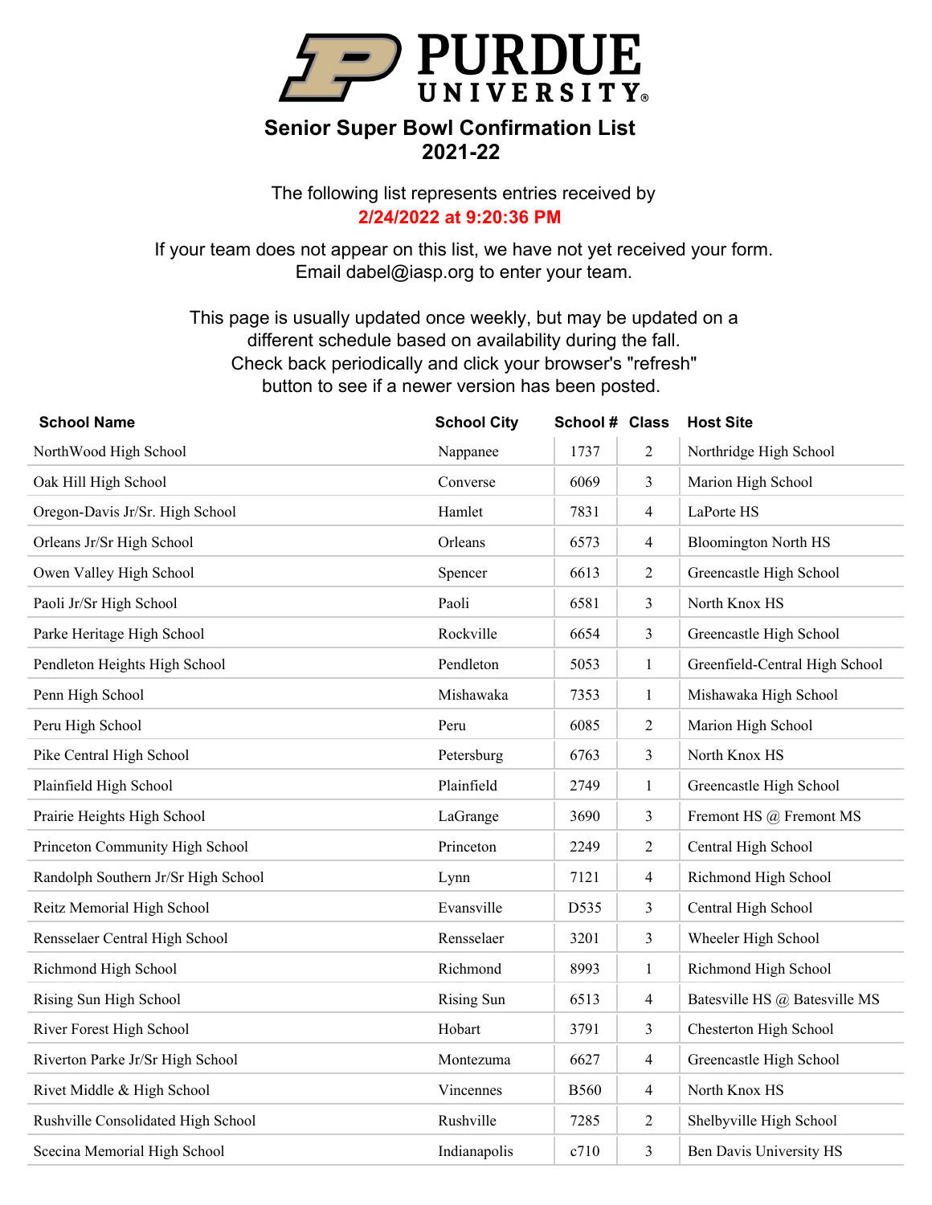# PURDUE UNIVERSITY

## Senior Super Bowl Confirmation List
## 2021-22

The following list represents entries received by
**2/24/2022 at 9:20:36 PM**

If your team does not appear on this list, we have not yet received your form.
Email dabel@iasp.org to enter your team.

This page is usually updated once weekly, but may be updated on a different schedule based on availability during the fall.
Check back periodically and click your browser's "refresh" button to see if a newer version has been posted.

| School Name | School City | School # | Class | Host Site |
|---|---|---|---|---|
| NorthWood High School | Nappanee | 1737 | 2 | Northridge High School |
| Oak Hill High School | Converse | 6069 | 3 | Marion High School |
| Oregon-Davis Jr/Sr. High School | Hamlet | 7831 | 4 | LaPorte HS |
| Orleans Jr/Sr High School | Orleans | 6573 | 4 | Bloomington North HS |
| Owen Valley High School | Spencer | 6613 | 2 | Greencastle High School |
| Paoli Jr/Sr High School | Paoli | 6581 | 3 | North Knox HS |
| Parke Heritage High School | Rockville | 6654 | 3 | Greencastle High School |
| Pendleton Heights High School | Pendleton | 5053 | 1 | Greenfield-Central High School |
| Penn High School | Mishawaka | 7353 | 1 | Mishawaka High School |
| Peru High School | Peru | 6085 | 2 | Marion High School |
| Pike Central High School | Petersburg | 6763 | 3 | North Knox HS |
| Plainfield High School | Plainfield | 2749 | 1 | Greencastle High School |
| Prairie Heights High School | LaGrange | 3690 | 3 | Fremont HS @ Fremont MS |
| Princeton Community High School | Princeton | 2249 | 2 | Central High School |
| Randolph Southern Jr/Sr High School | Lynn | 7121 | 4 | Richmond High School |
| Reitz Memorial High School | Evansville | D535 | 3 | Central High School |
| Rensselaer Central High School | Rensselaer | 3201 | 3 | Wheeler High School |
| Richmond High School | Richmond | 8993 | 1 | Richmond High School |
| Rising Sun High School | Rising Sun | 6513 | 4 | Batesville HS @ Batesville MS |
| River Forest High School | Hobart | 3791 | 3 | Chesterton High School |
| Riverton Parke Jr/Sr High School | Montezuma | 6627 | 4 | Greencastle High School |
| Rivet Middle & High School | Vincennes | B560 | 4 | North Knox HS |
| Rushville Consolidated High School | Rushville | 7285 | 2 | Shelbyville High School |
| Scecina Memorial High School | Indianapolis | c710 | 3 | Ben Davis University HS |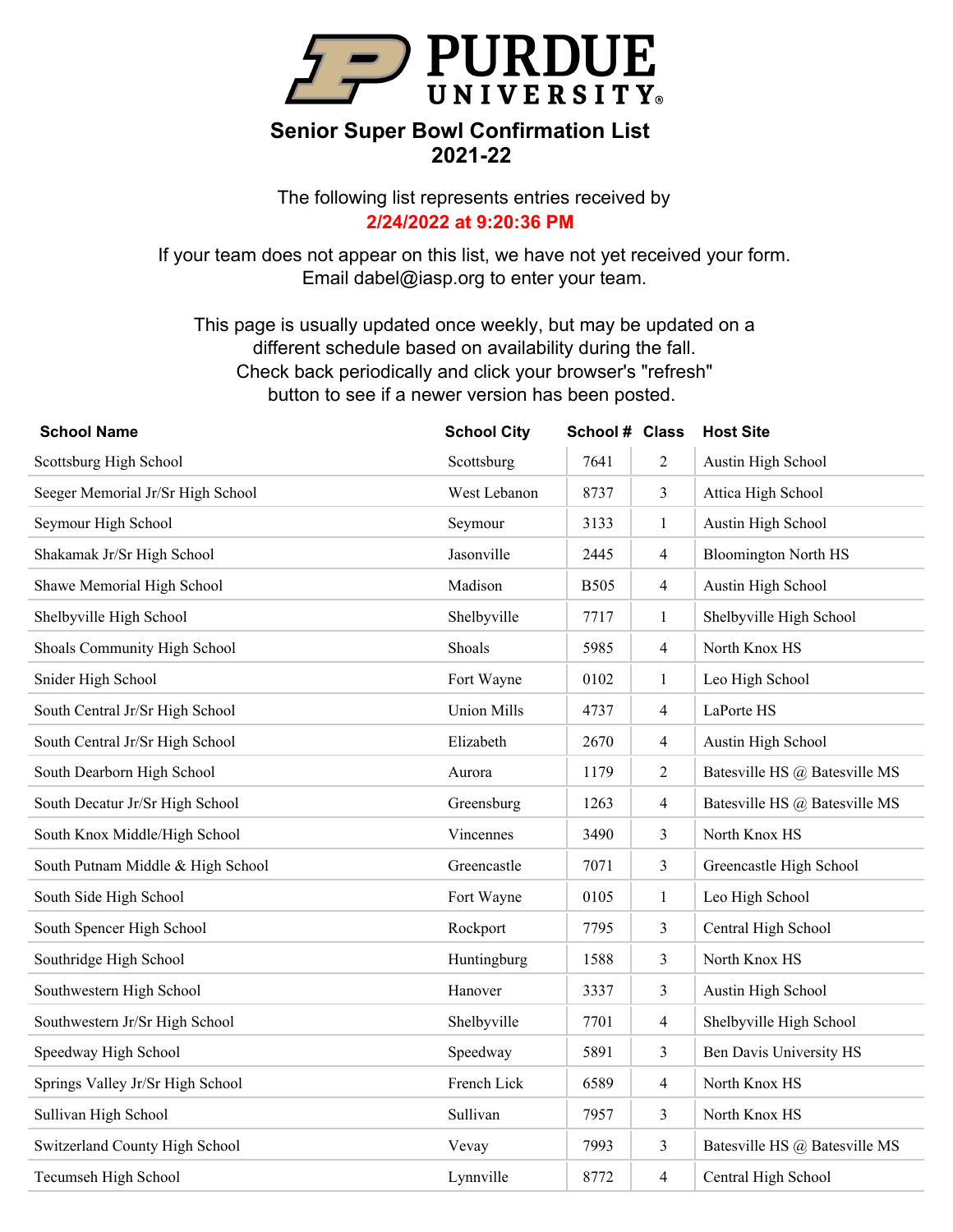# Senior Super Bowl Confirmation List
## 2021-22

The following list represents entries received by
**2/24/2022 at 9:20:36 PM**

If your team does not appear on this list, we have not yet received your form.
Email dabel@iasp.org to enter your team.

This page is usually updated once weekly, but may be updated on a different schedule based on availability during the fall.
Check back periodically and click your browser's "refresh" button to see if a newer version has been posted.

| School Name | School City | School # | Class | Host Site |
|---|---|---|---|---|
| Scottsburg High School | Scottsburg | 7641 | 2 | Austin High School |
| Seeger Memorial Jr/Sr High School | West Lebanon | 8737 | 3 | Attica High School |
| Seymour High School | Seymour | 3133 | 1 | Austin High School |
| Shakamak Jr/Sr High School | Jasonville | 2445 | 4 | Bloomington North HS |
| Shawe Memorial High School | Madison | B505 | 4 | Austin High School |
| Shelbyville High School | Shelbyville | 7717 | 1 | Shelbyville High School |
| Shoals Community High School | Shoals | 5985 | 4 | North Knox HS |
| Snider High School | Fort Wayne | 0102 | 1 | Leo High School |
| South Central Jr/Sr High School | Union Mills | 4737 | 4 | LaPorte HS |
| South Central Jr/Sr High School | Elizabeth | 2670 | 4 | Austin High School |
| South Dearborn High School | Aurora | 1179 | 2 | Batesville HS @ Batesville MS |
| South Decatur Jr/Sr High School | Greensburg | 1263 | 4 | Batesville HS @ Batesville MS |
| South Knox Middle/High School | Vincennes | 3490 | 3 | North Knox HS |
| South Putnam Middle & High School | Greencastle | 7071 | 3 | Greencastle High School |
| South Side High School | Fort Wayne | 0105 | 1 | Leo High School |
| South Spencer High School | Rockport | 7795 | 3 | Central High School |
| Southridge High School | Huntingburg | 1588 | 3 | North Knox HS |
| Southwestern High School | Hanover | 3337 | 3 | Austin High School |
| Southwestern Jr/Sr High School | Shelbyville | 7701 | 4 | Shelbyville High School |
| Speedway High School | Speedway | 5891 | 3 | Ben Davis University HS |
| Springs Valley Jr/Sr High School | French Lick | 6589 | 4 | North Knox HS |
| Sullivan High School | Sullivan | 7957 | 3 | North Knox HS |
| Switzerland County High School | Vevay | 7993 | 3 | Batesville HS @ Batesville MS |
| Tecumseh High School | Lynnville | 8772 | 4 | Central High School |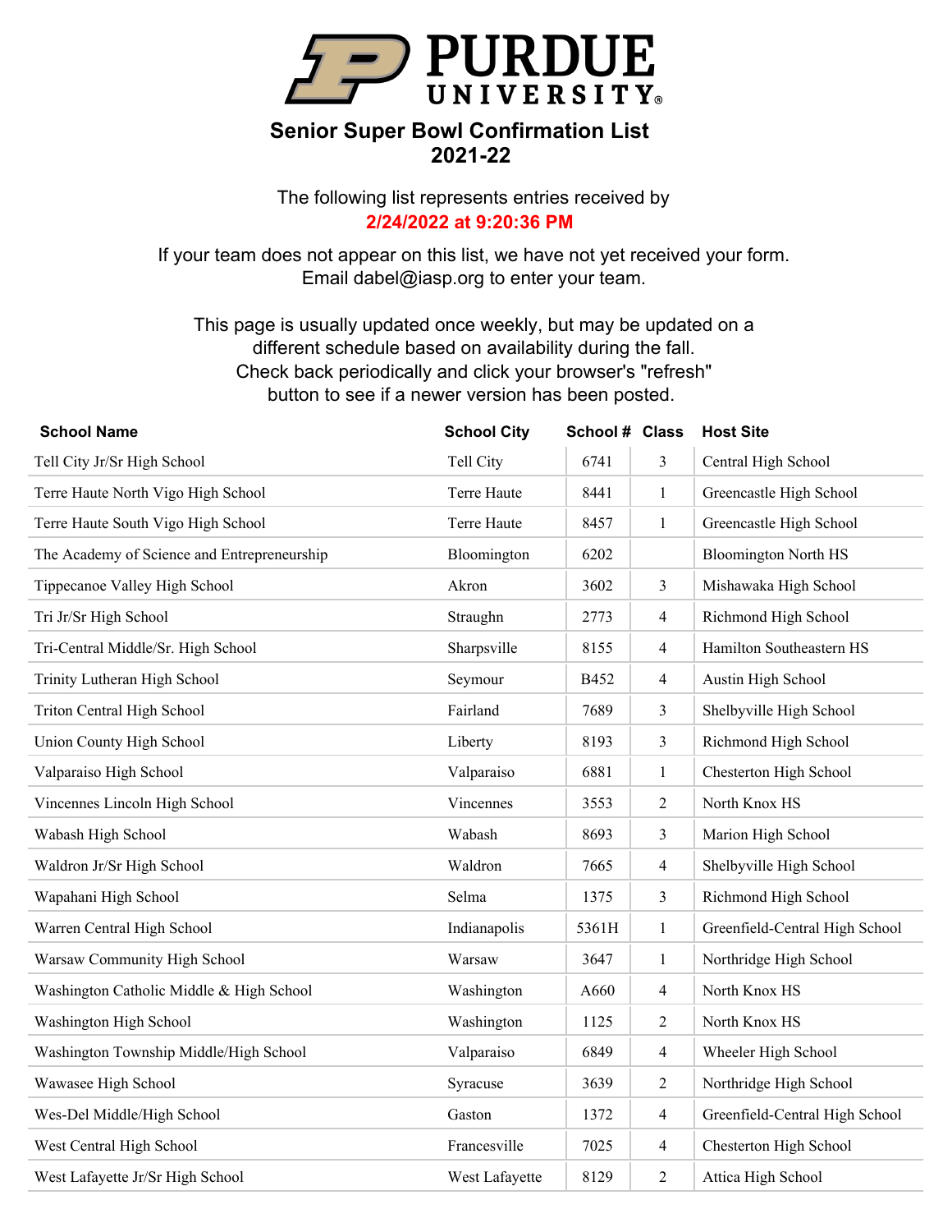# Senior Super Bowl Confirmation List 2021-22

The following list represents entries received by
**2/24/2022 at 9:20:36 PM**

If your team does not appear on this list, we have not yet received your form.
Email dabel@iasp.org to enter your team.

This page is usually updated once weekly, but may be updated on a different schedule based on availability during the fall. Check back periodically and click your browser's "refresh" button to see if a newer version has been posted.

| School Name | School City | School # | Class | Host Site |
|---|---|---|---|---|
| Tell City Jr/Sr High School | Tell City | 6741 | 3 | Central High School |
| Terre Haute North Vigo High School | Terre Haute | 8441 | 1 | Greencastle High School |
| Terre Haute South Vigo High School | Terre Haute | 8457 | 1 | Greencastle High School |
| The Academy of Science and Entrepreneurship | Bloomington | 6202 | | Bloomington North HS |
| Tippecanoe Valley High School | Akron | 3602 | 3 | Mishawaka High School |
| Tri Jr/Sr High School | Straughn | 2773 | 4 | Richmond High School |
| Tri-Central Middle/Sr. High School | Sharpsville | 8155 | 4 | Hamilton Southeastern HS |
| Trinity Lutheran High School | Seymour | B452 | 4 | Austin High School |
| Triton Central High School | Fairland | 7689 | 3 | Shelbyville High School |
| Union County High School | Liberty | 8193 | 3 | Richmond High School |
| Valparaiso High School | Valparaiso | 6881 | 1 | Chesterton High School |
| Vincennes Lincoln High School | Vincennes | 3553 | 2 | North Knox HS |
| Wabash High School | Wabash | 8693 | 3 | Marion High School |
| Waldron Jr/Sr High School | Waldron | 7665 | 4 | Shelbyville High School |
| Wapahani High School | Selma | 1375 | 3 | Richmond High School |
| Warren Central High School | Indianapolis | 5361H | 1 | Greenfield-Central High School |
| Warsaw Community High School | Warsaw | 3647 | 1 | Northridge High School |
| Washington Catholic Middle & High School | Washington | A660 | 4 | North Knox HS |
| Washington High School | Washington | 1125 | 2 | North Knox HS |
| Washington Township Middle/High School | Valparaiso | 6849 | 4 | Wheeler High School |
| Wawasee High School | Syracuse | 3639 | 2 | Northridge High School |
| Wes-Del Middle/High School | Gaston | 1372 | 4 | Greenfield-Central High School |
| West Central High School | Francesville | 7025 | 4 | Chesterton High School |
| West Lafayette Jr/Sr High School | West Lafayette | 8129 | 2 | Attica High School |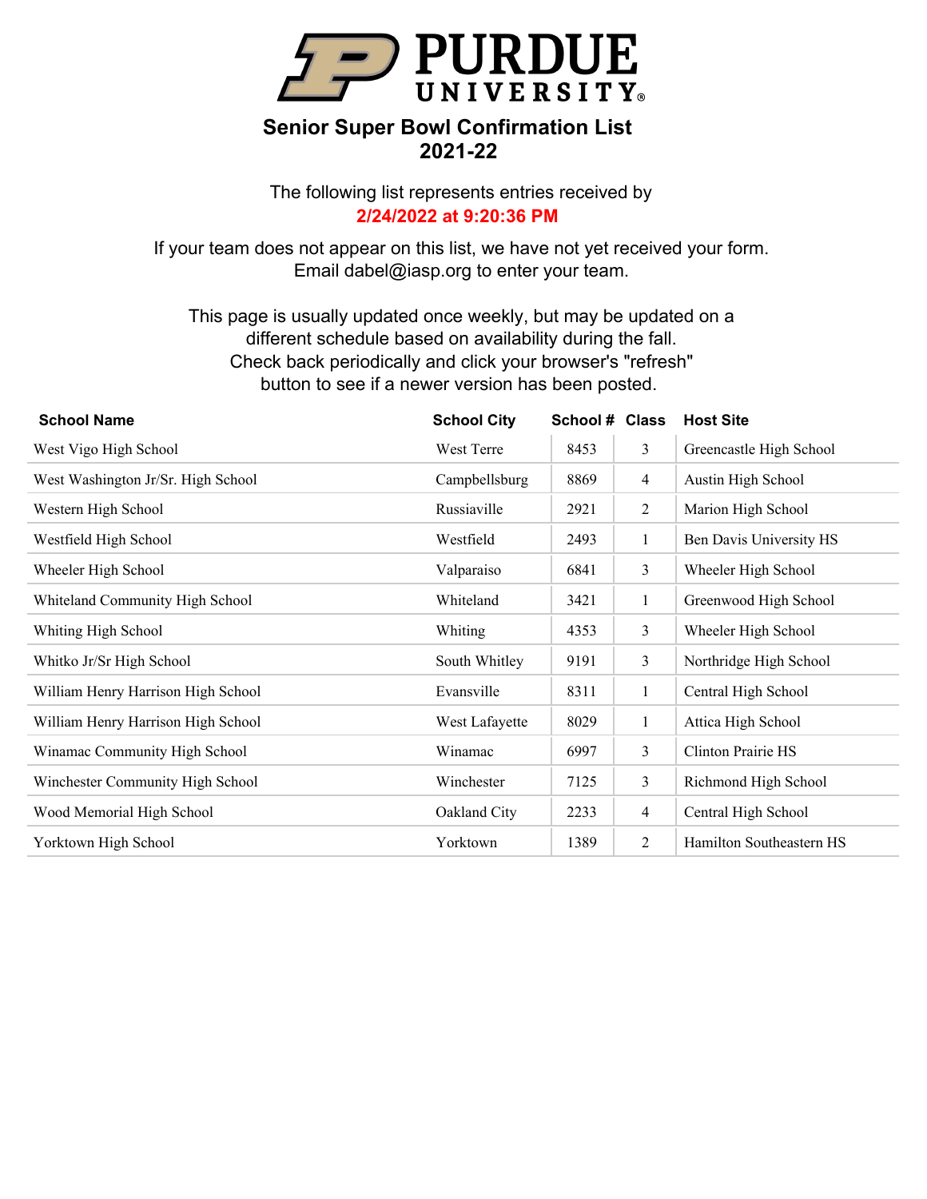# Senior Super Bowl Confirmation List 2021-22

The following list represents entries received by
**2/24/2022 at 9:20:36 PM**

If your team does not appear on this list, we have not yet received your form.
Email dabel@iasp.org to enter your team.

This page is usually updated once weekly, but may be updated on a different schedule based on availability during the fall.
Check back periodically and click your browser's "refresh" button to see if a newer version has been posted.

| School Name | School City | School # | Class | Host Site |
|---|---|---|---|---|
| West Vigo High School | West Terre | 8453 | 3 | Greencastle High School |
| West Washington Jr/Sr. High School | Campbellsburg | 8869 | 4 | Austin High School |
| Western High School | Russiaville | 2921 | 2 | Marion High School |
| Westfield High School | Westfield | 2493 | 1 | Ben Davis University HS |
| Wheeler High School | Valparaiso | 6841 | 3 | Wheeler High School |
| Whiteland Community High School | Whiteland | 3421 | 1 | Greenwood High School |
| Whiting High School | Whiting | 4353 | 3 | Wheeler High School |
| Whitko Jr/Sr High School | South Whitley | 9191 | 3 | Northridge High School |
| William Henry Harrison High School | Evansville | 8311 | 1 | Central High School |
| William Henry Harrison High School | West Lafayette | 8029 | 1 | Attica High School |
| Winamac Community High School | Winamac | 6997 | 3 | Clinton Prairie HS |
| Winchester Community High School | Winchester | 7125 | 3 | Richmond High School |
| Wood Memorial High School | Oakland City | 2233 | 4 | Central High School |
| Yorktown High School | Yorktown | 1389 | 2 | Hamilton Southeastern HS |